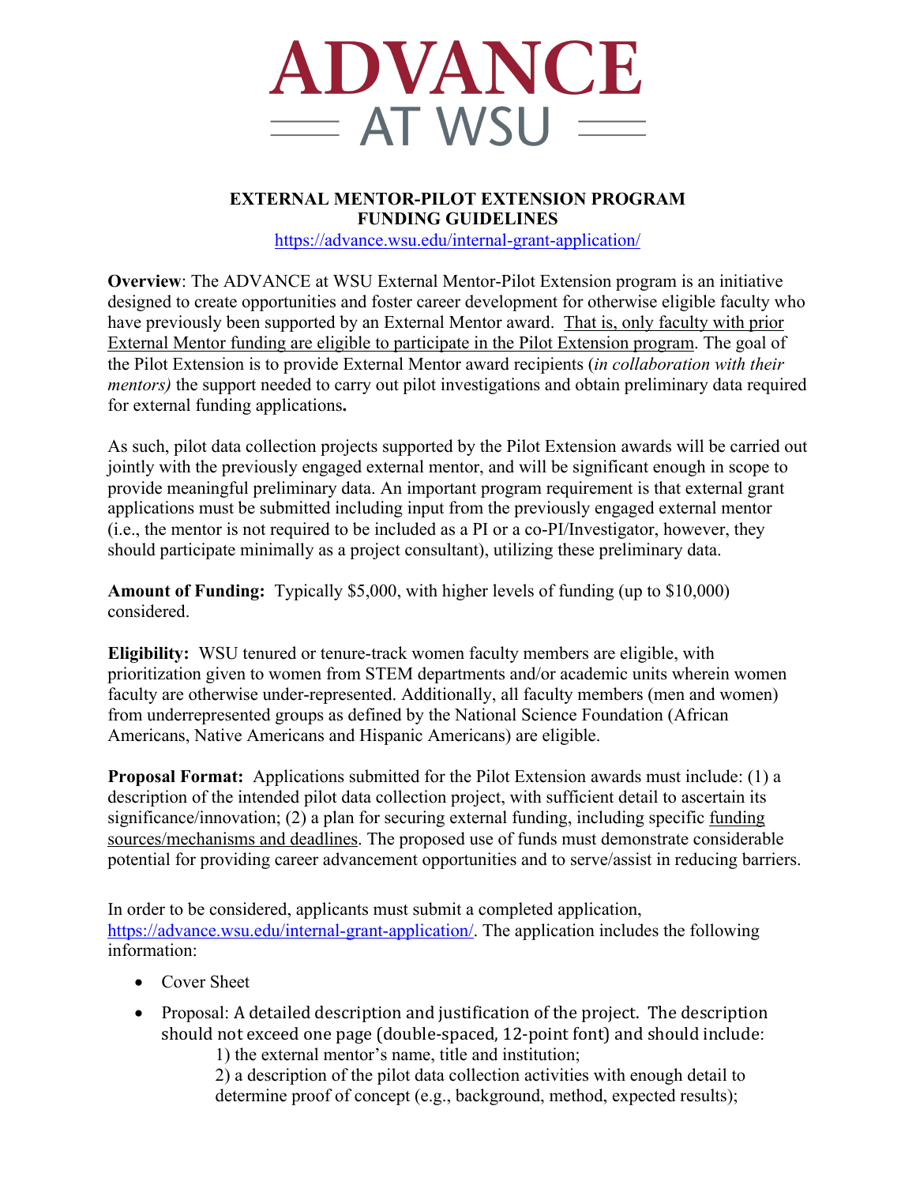# ADVANCE AT WSU

## EXTERNAL MENTOR-PILOT EXTENSION PROGRAM FUNDING GUIDELINES

https://advance.wsu.edu/internal-grant-application/

**Overview**: The ADVANCE at WSU External Mentor-Pilot Extension program is an initiative designed to create opportunities and foster career development for otherwise eligible faculty who have previously been supported by an External Mentor award. That is, only faculty with prior External Mentor funding are eligible to participate in the Pilot Extension program. The goal of the Pilot Extension is to provide External Mentor award recipients (*in collaboration with their mentors)* the support needed to carry out pilot investigations and obtain preliminary data required for external funding applications**.**

As such, pilot data collection projects supported by the Pilot Extension awards will be carried out jointly with the previously engaged external mentor, and will be significant enough in scope to provide meaningful preliminary data. An important program requirement is that external grant applications must be submitted including input from the previously engaged external mentor (i.e., the mentor is not required to be included as a PI or a co-PI/Investigator, however, they should participate minimally as a project consultant), utilizing these preliminary data.

**Amount of Funding:** Typically $5,000, with higher levels of funding (up to $10,000) considered.

**Eligibility:** WSU tenured or tenure-track women faculty members are eligible, with prioritization given to women from STEM departments and/or academic units wherein women faculty are otherwise under-represented. Additionally, all faculty members (men and women) from underrepresented groups as defined by the National Science Foundation (African Americans, Native Americans and Hispanic Americans) are eligible.

**Proposal Format:** Applications submitted for the Pilot Extension awards must include: (1) a description of the intended pilot data collection project, with sufficient detail to ascertain its significance/innovation; (2) a plan for securing external funding, including specific funding sources/mechanisms and deadlines. The proposed use of funds must demonstrate considerable potential for providing career advancement opportunities and to serve/assist in reducing barriers.

In order to be considered, applicants must submit a completed application, https://advance.wsu.edu/internal-grant-application/. The application includes the following information:

- Cover Sheet
- Proposal: A detailed description and justification of the project. The description should not exceed one page (double-spaced, 12-point font) and should include:
    1) the external mentor's name, title and institution;
    2) a description of the pilot data collection activities with enough detail to determine proof of concept (e.g., background, method, expected results);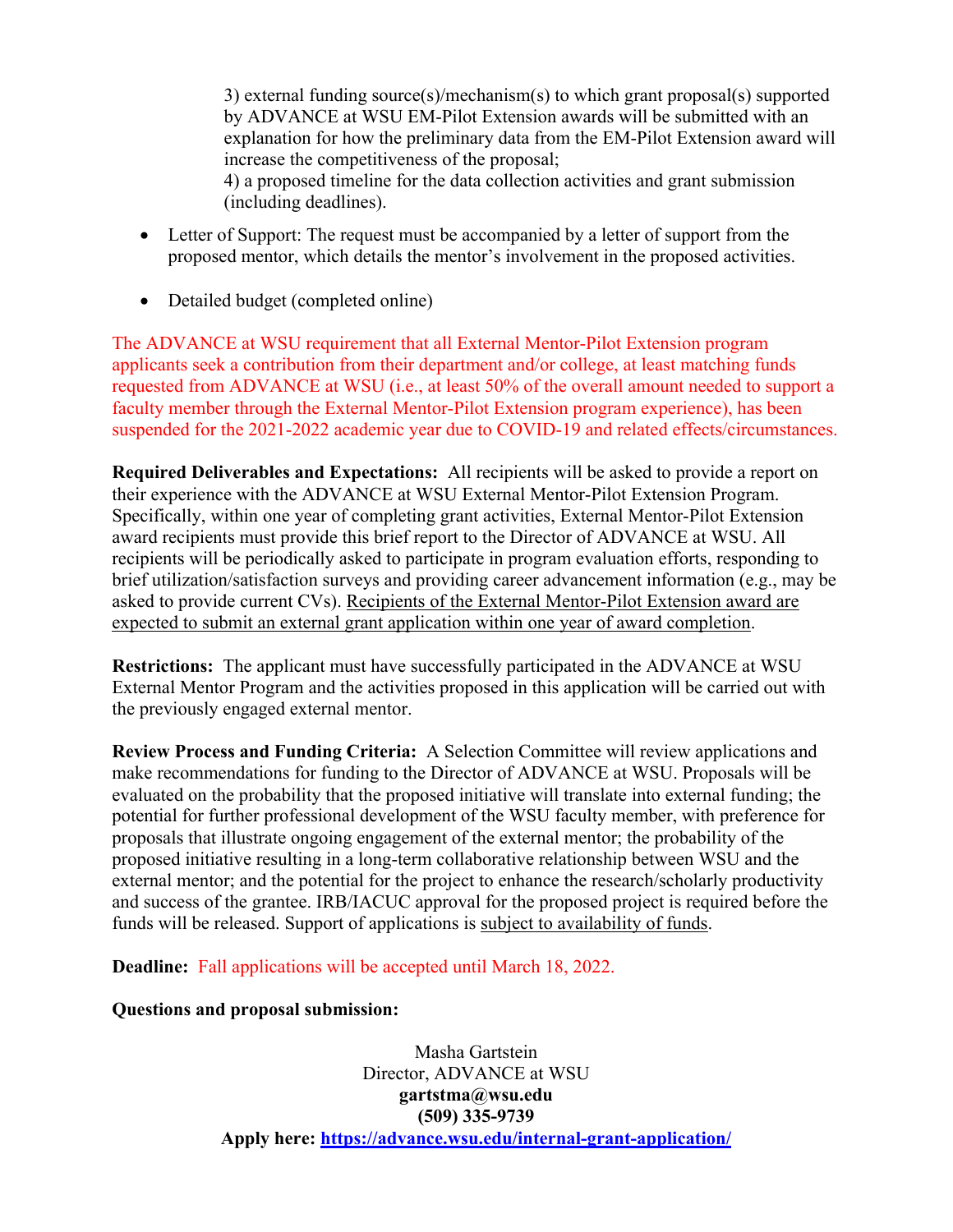3) external funding source(s)/mechanism(s) to which grant proposal(s) supported by ADVANCE at WSU EM-Pilot Extension awards will be submitted with an explanation for how the preliminary data from the EM-Pilot Extension award will increase the competitiveness of the proposal;
4) a proposed timeline for the data collection activities and grant submission (including deadlines).

- Letter of Support: The request must be accompanied by a letter of support from the proposed mentor, which details the mentor's involvement in the proposed activities.

- Detailed budget (completed online)

The ADVANCE at WSU requirement that all External Mentor-Pilot Extension program applicants seek a contribution from their department and/or college, at least matching funds requested from ADVANCE at WSU (i.e., at least 50% of the overall amount needed to support a faculty member through the External Mentor-Pilot Extension program experience), has been suspended for the 2021-2022 academic year due to COVID-19 and related effects/circumstances.

**Required Deliverables and Expectations:** All recipients will be asked to provide a report on their experience with the ADVANCE at WSU External Mentor-Pilot Extension Program. Specifically, within one year of completing grant activities, External Mentor-Pilot Extension award recipients must provide this brief report to the Director of ADVANCE at WSU. All recipients will be periodically asked to participate in program evaluation efforts, responding to brief utilization/satisfaction surveys and providing career advancement information (e.g., may be asked to provide current CVs). Recipients of the External Mentor-Pilot Extension award are expected to submit an external grant application within one year of award completion.

**Restrictions:** The applicant must have successfully participated in the ADVANCE at WSU External Mentor Program and the activities proposed in this application will be carried out with the previously engaged external mentor.

**Review Process and Funding Criteria:** A Selection Committee will review applications and make recommendations for funding to the Director of ADVANCE at WSU. Proposals will be evaluated on the probability that the proposed initiative will translate into external funding; the potential for further professional development of the WSU faculty member, with preference for proposals that illustrate ongoing engagement of the external mentor; the probability of the proposed initiative resulting in a long-term collaborative relationship between WSU and the external mentor; and the potential for the project to enhance the research/scholarly productivity and success of the grantee. IRB/IACUC approval for the proposed project is required before the funds will be released. Support of applications is subject to availability of funds.

**Deadline:** Fall applications will be accepted until March 18, 2022.

**Questions and proposal submission:**

Masha Gartstein
Director, ADVANCE at WSU
**gartstma@wsu.edu**
**(509) 335-9739**
**Apply here: https://advance.wsu.edu/internal-grant-application/**